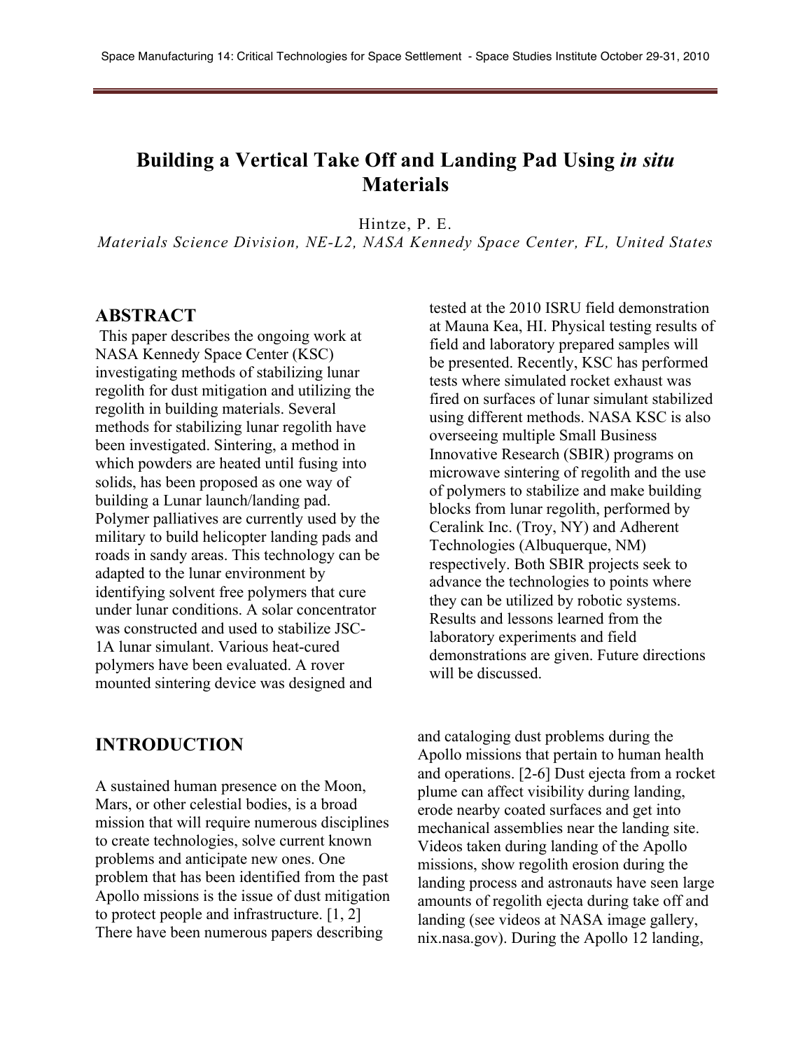# Building a Vertical Take Off and Landing Pad Using *in situ* Materials

Hintze, P. E.

*Materials Science Division, NE-L2, NASA Kennedy Space Center, FL, United States*

## ABSTRACT

This paper describes the ongoing work at NASA Kennedy Space Center (KSC) investigating methods of stabilizing lunar regolith for dust mitigation and utilizing the regolith in building materials. Several methods for stabilizing lunar regolith have been investigated. Sintering, a method in which powders are heated until fusing into solids, has been proposed as one way of building a Lunar launch/landing pad. Polymer palliatives are currently used by the military to build helicopter landing pads and roads in sandy areas. This technology can be adapted to the lunar environment by identifying solvent free polymers that cure under lunar conditions. A solar concentrator was constructed and used to stabilize JSC-1A lunar simulant. Various heat-cured polymers have been evaluated. A rover mounted sintering device was designed and tested at the 2010 ISRU field demonstration at Mauna Kea, HI. Physical testing results of field and laboratory prepared samples will be presented. Recently, KSC has performed tests where simulated rocket exhaust was fired on surfaces of lunar simulant stabilized using different methods. NASA KSC is also overseeing multiple Small Business Innovative Research (SBIR) programs on microwave sintering of regolith and the use of polymers to stabilize and make building blocks from lunar regolith, performed by Ceralink Inc. (Troy, NY) and Adherent Technologies (Albuquerque, NM) respectively. Both SBIR projects seek to advance the technologies to points where they can be utilized by robotic systems. Results and lessons learned from the laboratory experiments and field demonstrations are given. Future directions will be discussed.

## INTRODUCTION

A sustained human presence on the Moon, Mars, or other celestial bodies, is a broad mission that will require numerous disciplines to create technologies, solve current known problems and anticipate new ones. One problem that has been identified from the past Apollo missions is the issue of dust mitigation to protect people and infrastructure. [1, 2] There have been numerous papers describing and cataloging dust problems during the Apollo missions that pertain to human health and operations. [2-6] Dust ejecta from a rocket plume can affect visibility during landing, erode nearby coated surfaces and get into mechanical assemblies near the landing site. Videos taken during landing of the Apollo missions, show regolith erosion during the landing process and astronauts have seen large amounts of regolith ejecta during take off and landing (see videos at NASA image gallery, nix.nasa.gov). During the Apollo 12 landing,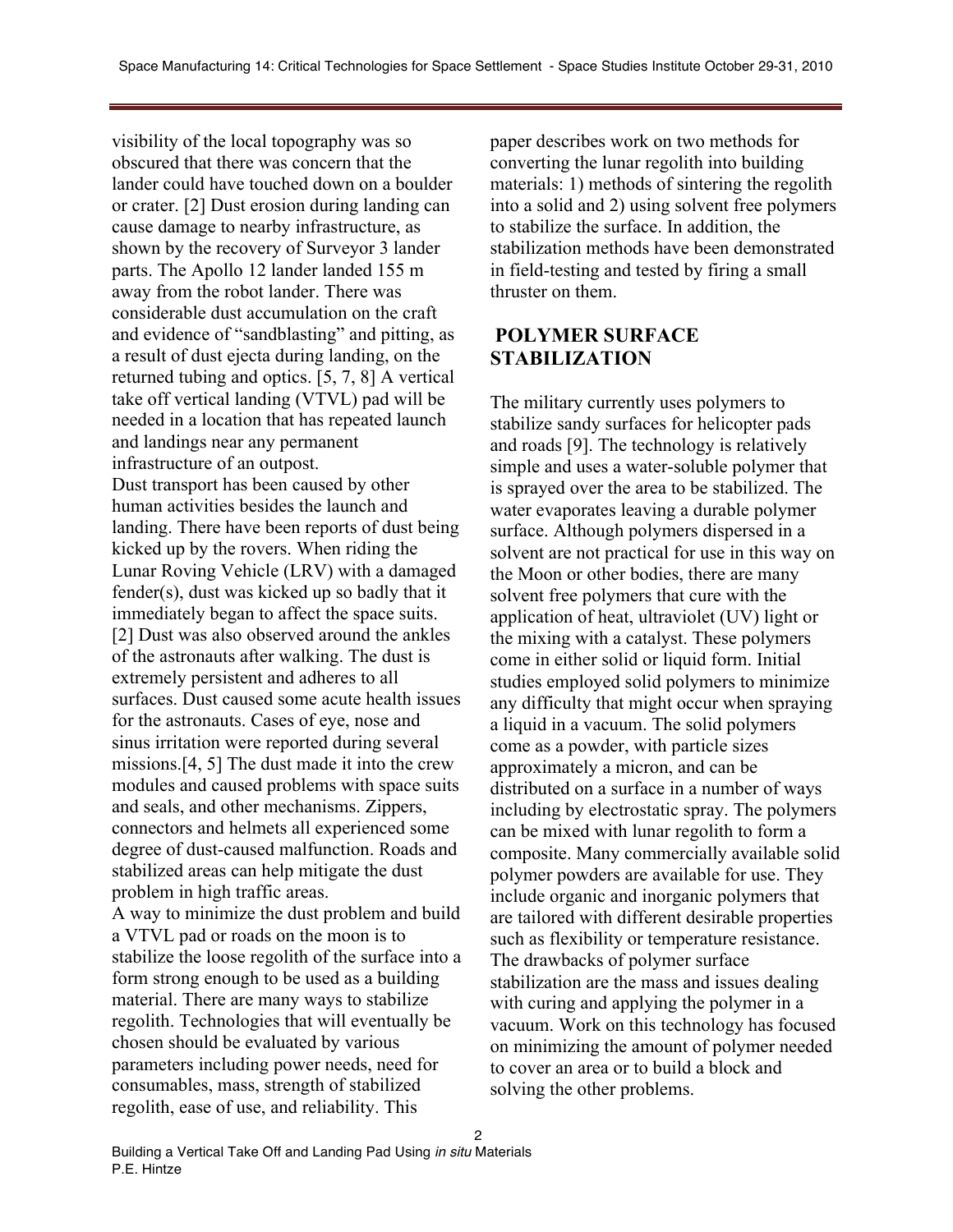visibility of the local topography was so obscured that there was concern that the lander could have touched down on a boulder or crater. [2] Dust erosion during landing can cause damage to nearby infrastructure, as shown by the recovery of Surveyor 3 lander parts. The Apollo 12 lander landed 155 m away from the robot lander. There was considerable dust accumulation on the craft and evidence of "sandblasting" and pitting, as a result of dust ejecta during landing, on the returned tubing and optics. [5, 7, 8] A vertical take off vertical landing (VTVL) pad will be needed in a location that has repeated launch and landings near any permanent infrastructure of an outpost.

Dust transport has been caused by other human activities besides the launch and landing. There have been reports of dust being kicked up by the rovers. When riding the Lunar Roving Vehicle (LRV) with a damaged fender(s), dust was kicked up so badly that it immediately began to affect the space suits. [2] Dust was also observed around the ankles of the astronauts after walking. The dust is extremely persistent and adheres to all surfaces. Dust caused some acute health issues for the astronauts. Cases of eye, nose and sinus irritation were reported during several missions.[4, 5] The dust made it into the crew modules and caused problems with space suits and seals, and other mechanisms. Zippers, connectors and helmets all experienced some degree of dust-caused malfunction. Roads and stabilized areas can help mitigate the dust problem in high traffic areas.

A way to minimize the dust problem and build a VTVL pad or roads on the moon is to stabilize the loose regolith of the surface into a form strong enough to be used as a building material. There are many ways to stabilize regolith. Technologies that will eventually be chosen should be evaluated by various parameters including power needs, need for consumables, mass, strength of stabilized regolith, ease of use, and reliability. This paper describes work on two methods for converting the lunar regolith into building materials: 1) methods of sintering the regolith into a solid and 2) using solvent free polymers to stabilize the surface. In addition, the stabilization methods have been demonstrated in field-testing and tested by firing a small thruster on them.

## POLYMER SURFACE STABILIZATION

The military currently uses polymers to stabilize sandy surfaces for helicopter pads and roads [9]. The technology is relatively simple and uses a water-soluble polymer that is sprayed over the area to be stabilized. The water evaporates leaving a durable polymer surface. Although polymers dispersed in a solvent are not practical for use in this way on the Moon or other bodies, there are many solvent free polymers that cure with the application of heat, ultraviolet (UV) light or the mixing with a catalyst. These polymers come in either solid or liquid form. Initial studies employed solid polymers to minimize any difficulty that might occur when spraying a liquid in a vacuum. The solid polymers come as a powder, with particle sizes approximately a micron, and can be distributed on a surface in a number of ways including by electrostatic spray. The polymers can be mixed with lunar regolith to form a composite. Many commercially available solid polymer powders are available for use. They include organic and inorganic polymers that are tailored with different desirable properties such as flexibility or temperature resistance. The drawbacks of polymer surface stabilization are the mass and issues dealing with curing and applying the polymer in a vacuum. Work on this technology has focused on minimizing the amount of polymer needed to cover an area or to build a block and solving the other problems.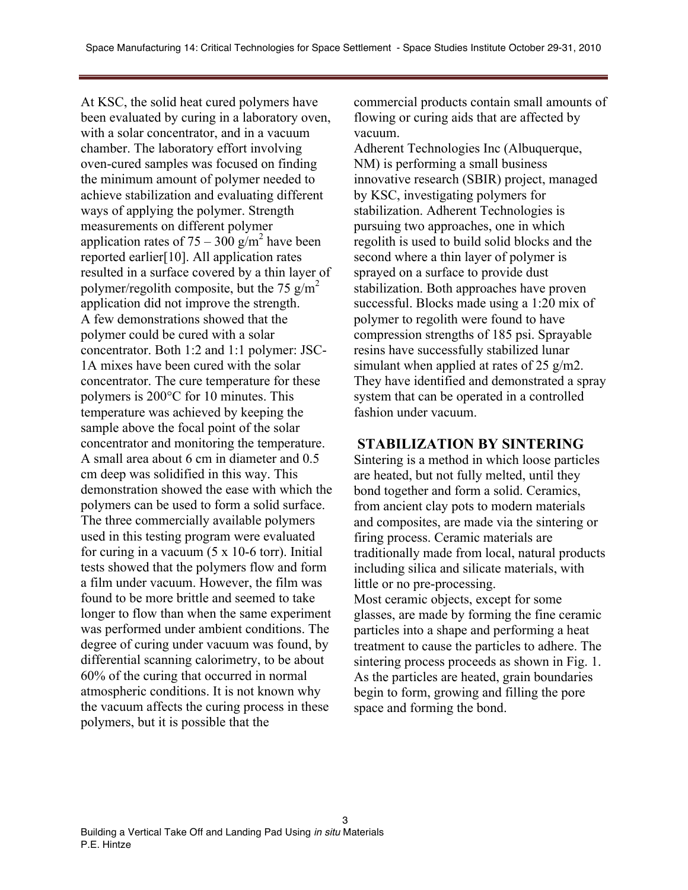At KSC, the solid heat cured polymers have been evaluated by curing in a laboratory oven, with a solar concentrator, and in a vacuum chamber. The laboratory effort involving oven-cured samples was focused on finding the minimum amount of polymer needed to achieve stabilization and evaluating different ways of applying the polymer. Strength measurements on different polymer application rates of 75 – 300 $g/m^2$ have been reported earlier[10]. All application rates resulted in a surface covered by a thin layer of polymer/regolith composite, but the 75 $g/m^2$ application did not improve the strength. A few demonstrations showed that the polymer could be cured with a solar concentrator. Both 1:2 and 1:1 polymer: JSC-1A mixes have been cured with the solar concentrator. The cure temperature for these polymers is 200°C for 10 minutes. This temperature was achieved by keeping the sample above the focal point of the solar concentrator and monitoring the temperature. A small area about 6 cm in diameter and 0.5 cm deep was solidified in this way. This demonstration showed the ease with which the polymers can be used to form a solid surface. The three commercially available polymers used in this testing program were evaluated for curing in a vacuum (5 x 10-6 torr). Initial tests showed that the polymers flow and form a film under vacuum. However, the film was found to be more brittle and seemed to take longer to flow than when the same experiment was performed under ambient conditions. The degree of curing under vacuum was found, by differential scanning calorimetry, to be about 60% of the curing that occurred in normal atmospheric conditions. It is not known why the vacuum affects the curing process in these polymers, but it is possible that the commercial products contain small amounts of flowing or curing aids that are affected by vacuum.

Adherent Technologies Inc (Albuquerque, NM) is performing a small business innovative research (SBIR) project, managed by KSC, investigating polymers for stabilization. Adherent Technologies is pursuing two approaches, one in which regolith is used to build solid blocks and the second where a thin layer of polymer is sprayed on a surface to provide dust stabilization. Both approaches have proven successful. Blocks made using a 1:20 mix of polymer to regolith were found to have compression strengths of 185 psi. Sprayable resins have successfully stabilized lunar simulant when applied at rates of 25 g/m2. They have identified and demonstrated a spray system that can be operated in a controlled fashion under vacuum.

## STABILIZATION BY SINTERING

Sintering is a method in which loose particles are heated, but not fully melted, until they bond together and form a solid. Ceramics, from ancient clay pots to modern materials and composites, are made via the sintering or firing process. Ceramic materials are traditionally made from local, natural products including silica and silicate materials, with little or no pre-processing.

Most ceramic objects, except for some glasses, are made by forming the fine ceramic particles into a shape and performing a heat treatment to cause the particles to adhere. The sintering process proceeds as shown in Fig. 1. As the particles are heated, grain boundaries begin to form, growing and filling the pore space and forming the bond.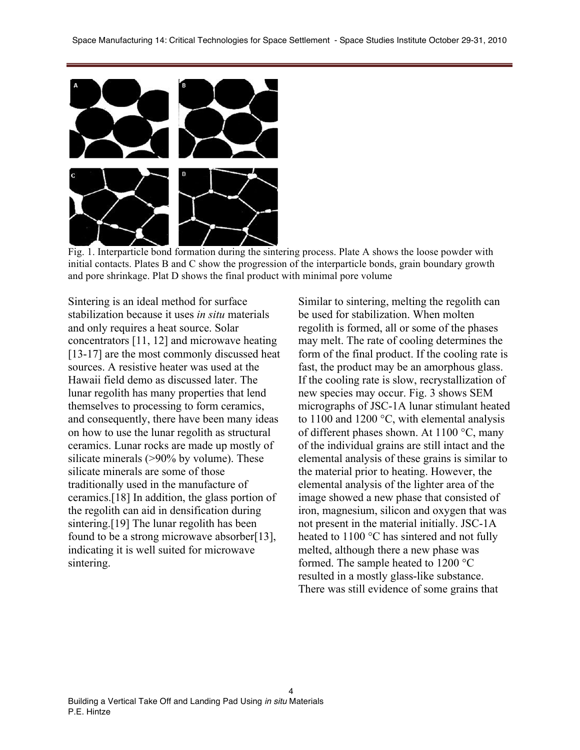Fig. 1. Interparticle bond formation during the sintering process. Plate A shows the loose powder with initial contacts. Plates B and C show the progression of the interparticle bonds, grain boundary growth and pore shrinkage. Plat D shows the final product with minimal pore volume

Sintering is an ideal method for surface stabilization because it uses *in situ* materials and only requires a heat source. Solar concentrators [11, 12] and microwave heating [13-17] are the most commonly discussed heat sources. A resistive heater was used at the Hawaii field demo as discussed later. The lunar regolith has many properties that lend themselves to processing to form ceramics, and consequently, there have been many ideas on how to use the lunar regolith as structural ceramics. Lunar rocks are made up mostly of silicate minerals (>90% by volume). These silicate minerals are some of those traditionally used in the manufacture of ceramics.[18] In addition, the glass portion of the regolith can aid in densification during sintering.[19] The lunar regolith has been found to be a strong microwave absorber[13], indicating it is well suited for microwave sintering.

Similar to sintering, melting the regolith can be used for stabilization. When molten regolith is formed, all or some of the phases may melt. The rate of cooling determines the form of the final product. If the cooling rate is fast, the product may be an amorphous glass. If the cooling rate is slow, recrystallization of new species may occur. Fig. 3 shows SEM micrographs of JSC-1A lunar stimulant heated to 1100 and 1200 °C, with elemental analysis of different phases shown. At 1100 °C, many of the individual grains are still intact and the elemental analysis of these grains is similar to the material prior to heating. However, the elemental analysis of the lighter area of the image showed a new phase that consisted of iron, magnesium, silicon and oxygen that was not present in the material initially. JSC-1A heated to 1100 °C has sintered and not fully melted, although there a new phase was formed. The sample heated to 1200 °C resulted in a mostly glass-like substance. There was still evidence of some grains that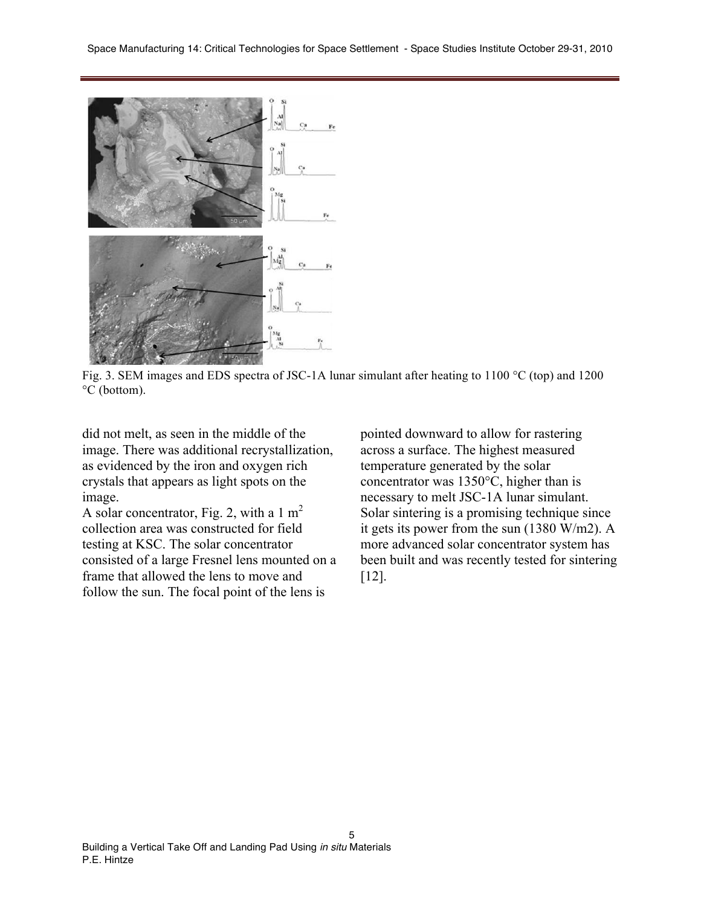Fig. 3. SEM images and EDS spectra of JSC-1A lunar simulant after heating to 1100 °C (top) and 1200 °C (bottom).

did not melt, as seen in the middle of the image. There was additional recrystallization, as evidenced by the iron and oxygen rich crystals that appears as light spots on the image.

A solar concentrator, Fig. 2, with a 1 $m^2$ collection area was constructed for field testing at KSC. The solar concentrator consisted of a large Fresnel lens mounted on a frame that allowed the lens to move and follow the sun. The focal point of the lens is pointed downward to allow for rastering across a surface. The highest measured temperature generated by the solar concentrator was 1350°C, higher than is necessary to melt JSC-1A lunar simulant. Solar sintering is a promising technique since it gets its power from the sun (1380 W/m2). A more advanced solar concentrator system has been built and was recently tested for sintering [12].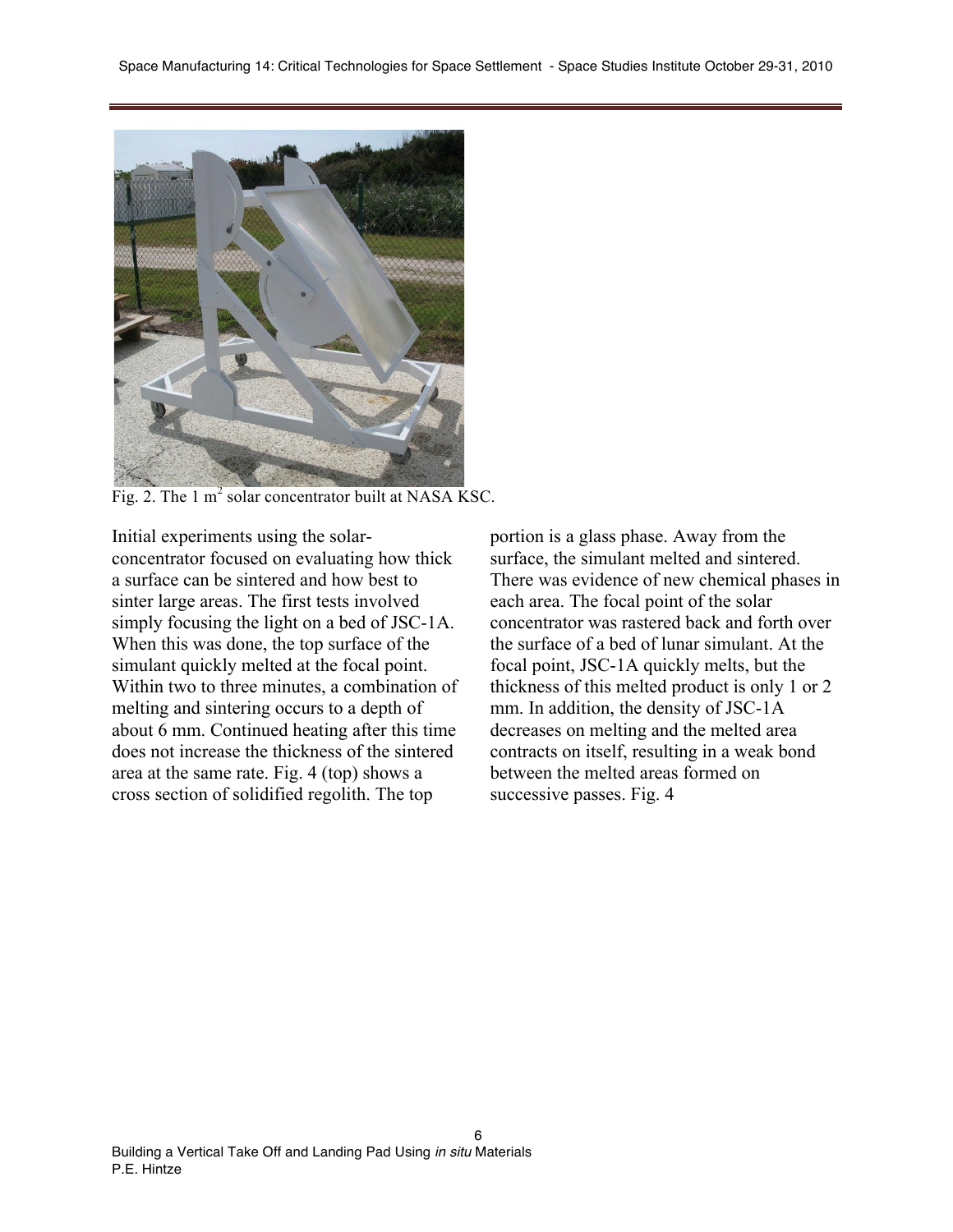Fig. 2. The 1 $m^2$ solar concentrator built at NASA KSC.

Initial experiments using the solar-concentrator focused on evaluating how thick a surface can be sintered and how best to sinter large areas. The first tests involved simply focusing the light on a bed of JSC-1A. When this was done, the top surface of the simulant quickly melted at the focal point. Within two to three minutes, a combination of melting and sintering occurs to a depth of about 6 mm. Continued heating after this time does not increase the thickness of the sintered area at the same rate. Fig. 4 (top) shows a cross section of solidified regolith. The top portion is a glass phase. Away from the surface, the simulant melted and sintered. There was evidence of new chemical phases in each area. The focal point of the solar concentrator was rastered back and forth over the surface of a bed of lunar simulant. At the focal point, JSC-1A quickly melts, but the thickness of this melted product is only 1 or 2 mm. In addition, the density of JSC-1A decreases on melting and the melted area contracts on itself, resulting in a weak bond between the melted areas formed on successive passes. Fig. 4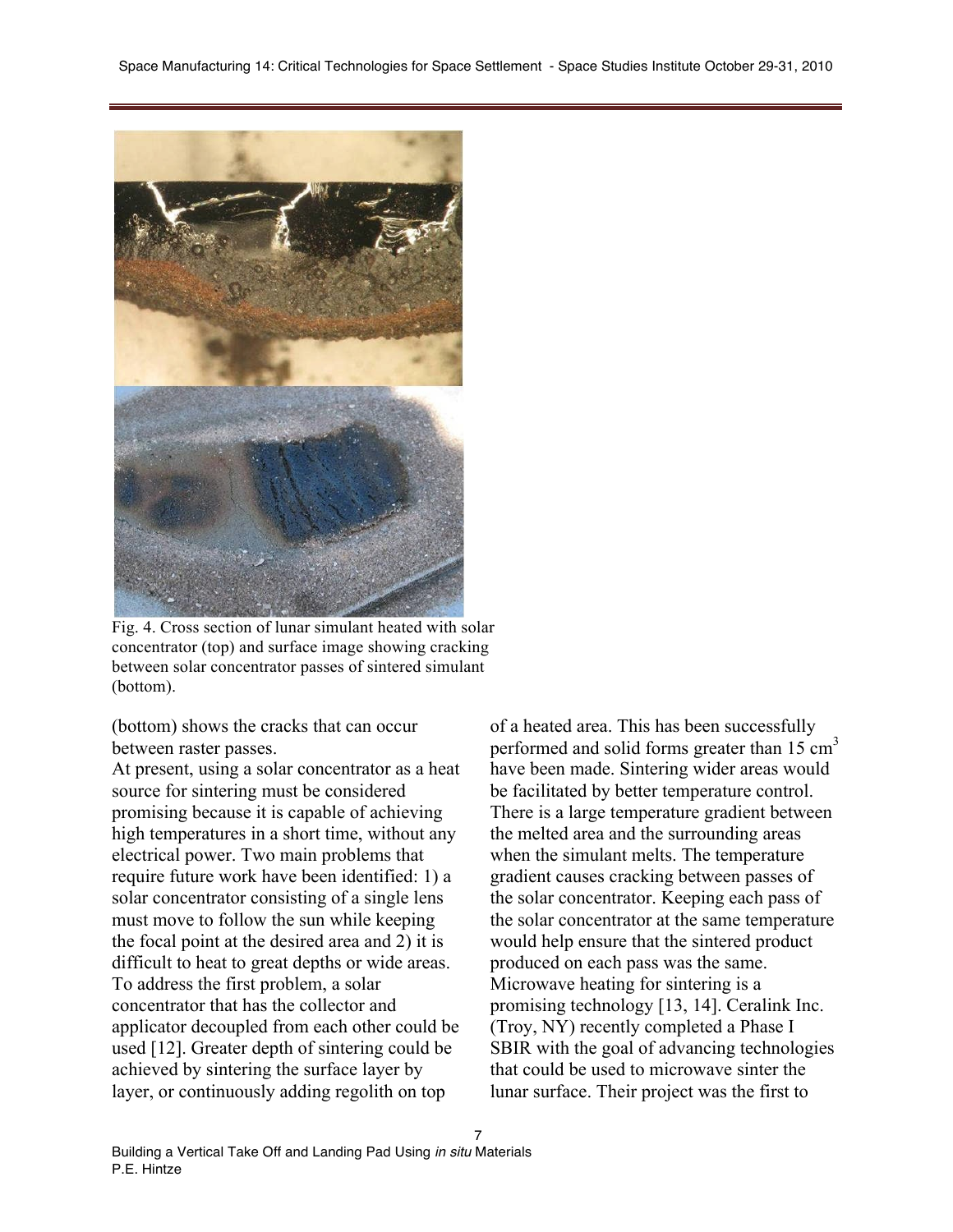Fig. 4. Cross section of lunar simulant heated with solar concentrator (top) and surface image showing cracking between solar concentrator passes of sintered simulant (bottom).

(bottom) shows the cracks that can occur between raster passes.

At present, using a solar concentrator as a heat source for sintering must be considered promising because it is capable of achieving high temperatures in a short time, without any electrical power. Two main problems that require future work have been identified: 1) a solar concentrator consisting of a single lens must move to follow the sun while keeping the focal point at the desired area and 2) it is difficult to heat to great depths or wide areas. To address the first problem, a solar concentrator that has the collector and applicator decoupled from each other could be used [12]. Greater depth of sintering could be achieved by sintering the surface layer by layer, or continuously adding regolith on top of a heated area. This has been successfully performed and solid forms greater than 15 $cm^3$ have been made. Sintering wider areas would be facilitated by better temperature control. There is a large temperature gradient between the melted area and the surrounding areas when the simulant melts. The temperature gradient causes cracking between passes of the solar concentrator. Keeping each pass of the solar concentrator at the same temperature would help ensure that the sintered product produced on each pass was the same.

Microwave heating for sintering is a promising technology [13, 14]. Ceralink Inc. (Troy, NY) recently completed a Phase I SBIR with the goal of advancing technologies that could be used to microwave sinter the lunar surface. Their project was the first to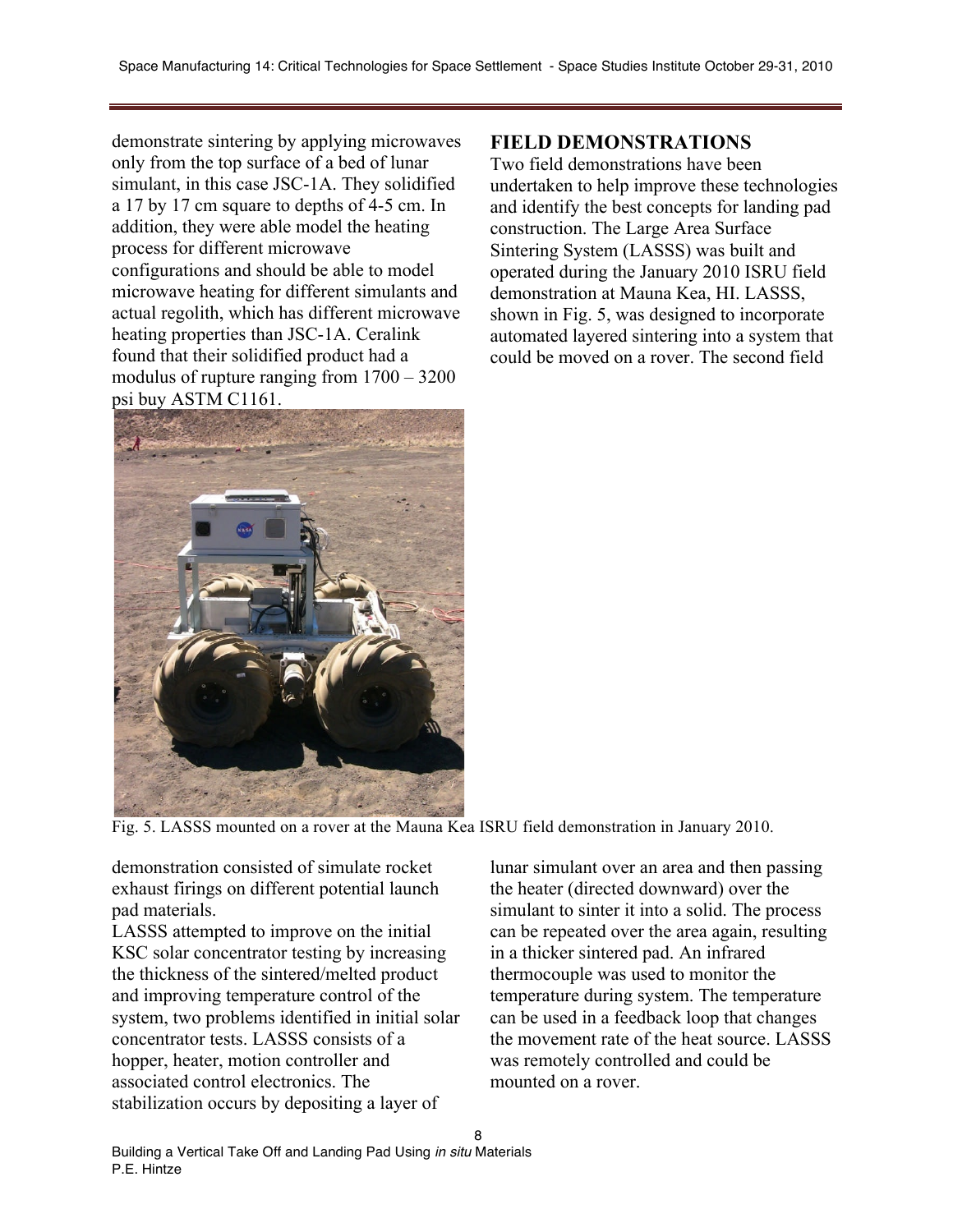demonstrate sintering by applying microwaves only from the top surface of a bed of lunar simulant, in this case JSC-1A. They solidified a 17 by 17 cm square to depths of 4-5 cm. In addition, they were able model the heating process for different microwave configurations and should be able to model microwave heating for different simulants and actual regolith, which has different microwave heating properties than JSC-1A. Ceralink found that their solidified product had a modulus of rupture ranging from 1700 – 3200 psi buy ASTM C1161.

Fig. 5. LASSS mounted on a rover at the Mauna Kea ISRU field demonstration in January 2010.

## FIELD DEMONSTRATIONS

Two field demonstrations have been undertaken to help improve these technologies and identify the best concepts for landing pad construction. The Large Area Surface Sintering System (LASSS) was built and operated during the January 2010 ISRU field demonstration at Mauna Kea, HI. LASSS, shown in Fig. 5, was designed to incorporate automated layered sintering into a system that could be moved on a rover. The second field demonstration consisted of simulate rocket exhaust firings on different potential launch pad materials.

LASSS attempted to improve on the initial KSC solar concentrator testing by increasing the thickness of the sintered/melted product and improving temperature control of the system, two problems identified in initial solar concentrator tests. LASSS consists of a hopper, heater, motion controller and associated control electronics. The stabilization occurs by depositing a layer of lunar simulant over an area and then passing the heater (directed downward) over the simulant to sinter it into a solid. The process can be repeated over the area again, resulting in a thicker sintered pad. An infrared thermocouple was used to monitor the temperature during system. The temperature can be used in a feedback loop that changes the movement rate of the heat source. LASSS was remotely controlled and could be mounted on a rover.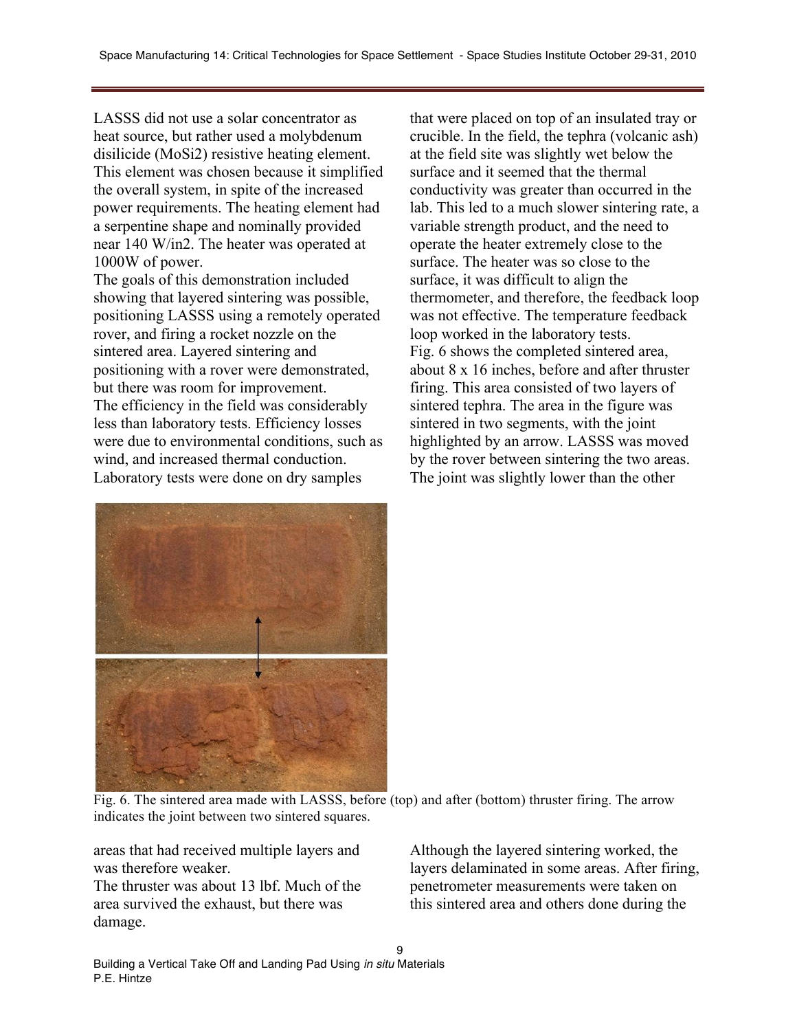LASSS did not use a solar concentrator as heat source, but rather used a molybdenum disilicide ($MoSi_2$) resistive heating element. This element was chosen because it simplified the overall system, in spite of the increased power requirements. The heating element had a serpentine shape and nominally provided near 140 W/in2. The heater was operated at 1000W of power.

The goals of this demonstration included showing that layered sintering was possible, positioning LASSS using a remotely operated rover, and firing a rocket nozzle on the sintered area. Layered sintering and positioning with a rover were demonstrated, but there was room for improvement.

The efficiency in the field was considerably less than laboratory tests. Efficiency losses were due to environmental conditions, such as wind, and increased thermal conduction. Laboratory tests were done on dry samples that were placed on top of an insulated tray or crucible. In the field, the tephra (volcanic ash) at the field site was slightly wet below the surface and it seemed that the thermal conductivity was greater than occurred in the lab. This led to a much slower sintering rate, a variable strength product, and the need to operate the heater extremely close to the surface. The heater was so close to the surface, it was difficult to align the thermometer, and therefore, the feedback loop was not effective. The temperature feedback loop worked in the laboratory tests.

Fig. 6 shows the completed sintered area, about 8 x 16 inches, before and after thruster firing. This area consisted of two layers of sintered tephra. The area in the figure was sintered in two segments, with the joint highlighted by an arrow. LASSS was moved by the rover between sintering the two areas. The joint was slightly lower than the other areas that had received multiple layers and was therefore weaker.

Fig. 6. The sintered area made with LASSS, before (top) and after (bottom) thruster firing. The arrow indicates the joint between two sintered squares.

The thruster was about 13 lbf. Much of the area survived the exhaust, but there was damage.

Although the layered sintering worked, the layers delaminated in some areas. After firing, penetrometer measurements were taken on this sintered area and others done during the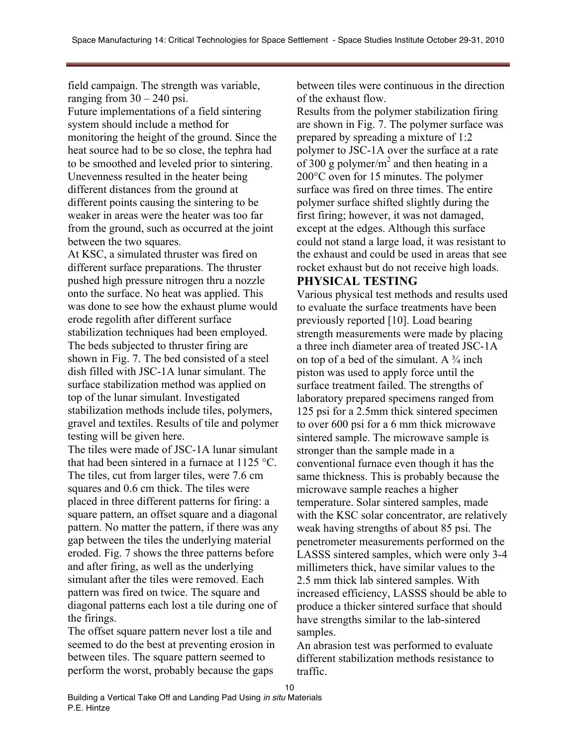field campaign. The strength was variable, ranging from 30 – 240 psi.

Future implementations of a field sintering system should include a method for monitoring the height of the ground. Since the heat source had to be so close, the tephra had to be smoothed and leveled prior to sintering. Unevenness resulted in the heater being different distances from the ground at different points causing the sintering to be weaker in areas were the heater was too far from the ground, such as occurred at the joint between the two squares.

At KSC, a simulated thruster was fired on different surface preparations. The thruster pushed high pressure nitrogen thru a nozzle onto the surface. No heat was applied. This was done to see how the exhaust plume would erode regolith after different surface stabilization techniques had been employed. The beds subjected to thruster firing are shown in Fig. 7. The bed consisted of a steel dish filled with JSC-1A lunar simulant. The surface stabilization method was applied on top of the lunar simulant. Investigated stabilization methods include tiles, polymers, gravel and textiles. Results of tile and polymer testing will be given here.

The tiles were made of JSC-1A lunar simulant that had been sintered in a furnace at 1125 °C. The tiles, cut from larger tiles, were 7.6 cm squares and 0.6 cm thick. The tiles were placed in three different patterns for firing: a square pattern, an offset square and a diagonal pattern. No matter the pattern, if there was any gap between the tiles the underlying material eroded. Fig. 7 shows the three patterns before and after firing, as well as the underlying simulant after the tiles were removed. Each pattern was fired on twice. The square and diagonal patterns each lost a tile during one of the firings.

The offset square pattern never lost a tile and seemed to do the best at preventing erosion in between tiles. The square pattern seemed to perform the worst, probably because the gaps between tiles were continuous in the direction of the exhaust flow.

Results from the polymer stabilization firing are shown in Fig. 7. The polymer surface was prepared by spreading a mixture of 1:2 polymer to JSC-1A over the surface at a rate of 300 g polymer/m$^2$ and then heating in a 200°C oven for 15 minutes. The polymer surface was fired on three times. The entire polymer surface shifted slightly during the first firing; however, it was not damaged, except at the edges. Although this surface could not stand a large load, it was resistant to the exhaust and could be used in areas that see rocket exhaust but do not receive high loads.

## PHYSICAL TESTING

Various physical test methods and results used to evaluate the surface treatments have been previously reported [10]. Load bearing strength measurements were made by placing a three inch diameter area of treated JSC-1A on top of a bed of the simulant. A ¾ inch piston was used to apply force until the surface treatment failed. The strengths of laboratory prepared specimens ranged from 125 psi for a 2.5mm thick sintered specimen to over 600 psi for a 6 mm thick microwave sintered sample. The microwave sample is stronger than the sample made in a conventional furnace even though it has the same thickness. This is probably because the microwave sample reaches a higher temperature. Solar sintered samples, made with the KSC solar concentrator, are relatively weak having strengths of about 85 psi. The penetrometer measurements performed on the LASSS sintered samples, which were only 3-4 millimeters thick, have similar values to the 2.5 mm thick lab sintered samples. With increased efficiency, LASSS should be able to produce a thicker sintered surface that should have strengths similar to the lab-sintered samples.

An abrasion test was performed to evaluate different stabilization methods resistance to traffic.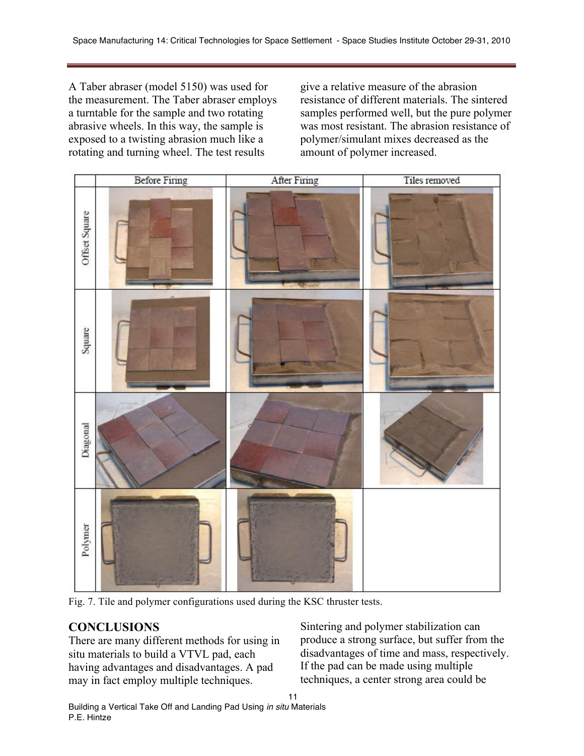A Taber abraser (model 5150) was used for the measurement. The Taber abraser employs a turntable for the sample and two rotating abrasive wheels. In this way, the sample is exposed to a twisting abrasion much like a rotating and turning wheel. The test results give a relative measure of the abrasion resistance of different materials. The sintered samples performed well, but the pure polymer was most resistant. The abrasion resistance of polymer/simulant mixes decreased as the amount of polymer increased.

Fig. 7. Tile and polymer configurations used during the KSC thruster tests.

## CONCLUSIONS

There are many different methods for using in situ materials to build a VTVL pad, each having advantages and disadvantages. A pad may in fact employ multiple techniques. Sintering and polymer stabilization can produce a strong surface, but suffer from the disadvantages of time and mass, respectively. If the pad can be made using multiple techniques, a center strong area could be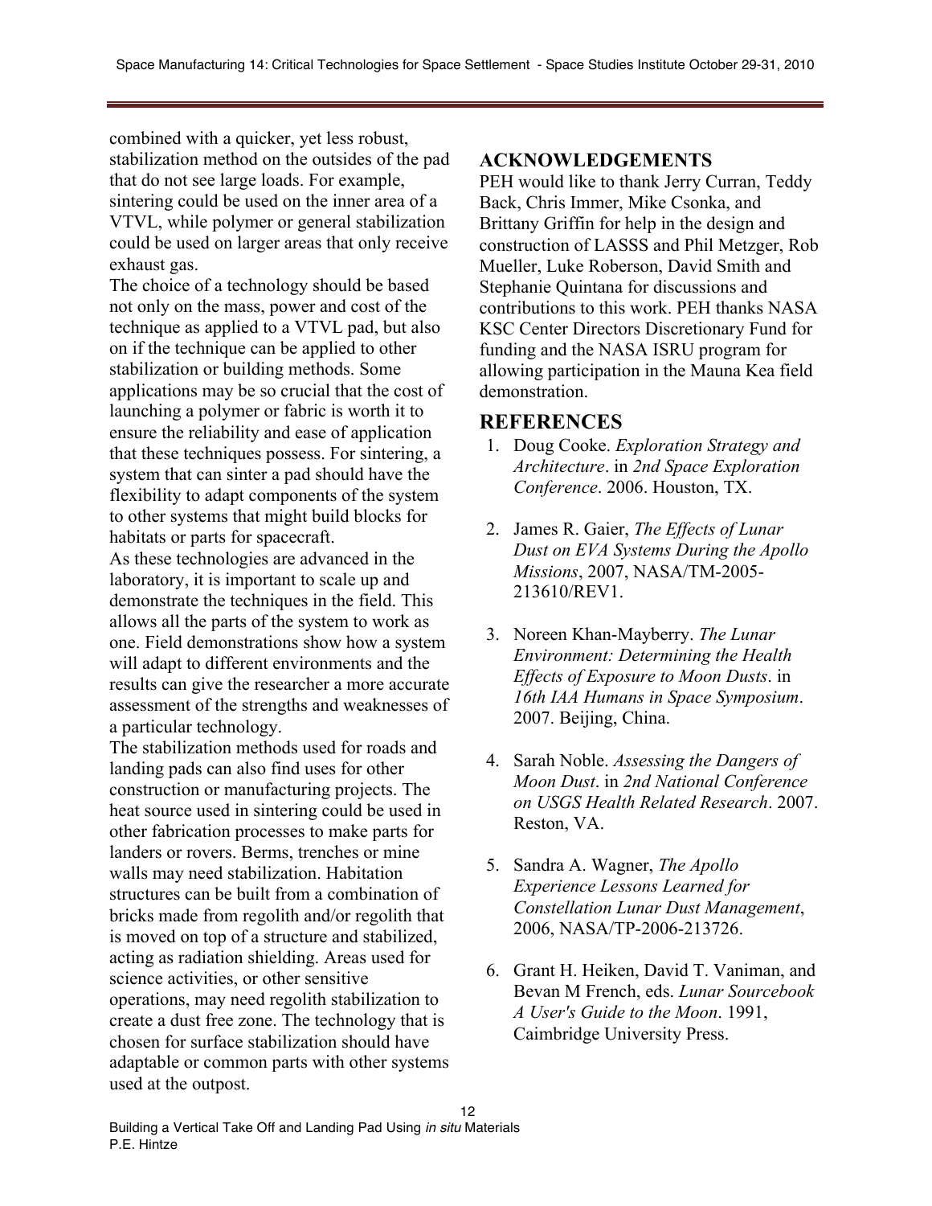combined with a quicker, yet less robust, stabilization method on the outsides of the pad that do not see large loads. For example, sintering could be used on the inner area of a VTVL, while polymer or general stabilization could be used on larger areas that only receive exhaust gas.

The choice of a technology should be based not only on the mass, power and cost of the technique as applied to a VTVL pad, but also on if the technique can be applied to other stabilization or building methods. Some applications may be so crucial that the cost of launching a polymer or fabric is worth it to ensure the reliability and ease of application that these techniques possess. For sintering, a system that can sinter a pad should have the flexibility to adapt components of the system to other systems that might build blocks for habitats or parts for spacecraft.

As these technologies are advanced in the laboratory, it is important to scale up and demonstrate the techniques in the field. This allows all the parts of the system to work as one. Field demonstrations show how a system will adapt to different environments and the results can give the researcher a more accurate assessment of the strengths and weaknesses of a particular technology.

The stabilization methods used for roads and landing pads can also find uses for other construction or manufacturing projects. The heat source used in sintering could be used in other fabrication processes to make parts for landers or rovers. Berms, trenches or mine walls may need stabilization. Habitation structures can be built from a combination of bricks made from regolith and/or regolith that is moved on top of a structure and stabilized, acting as radiation shielding. Areas used for science activities, or other sensitive operations, may need regolith stabilization to create a dust free zone. The technology that is chosen for surface stabilization should have adaptable or common parts with other systems used at the outpost.

## ACKNOWLEDGEMENTS

PEH would like to thank Jerry Curran, Teddy Back, Chris Immer, Mike Csonka, and Brittany Griffin for help in the design and construction of LASSS and Phil Metzger, Rob Mueller, Luke Roberson, David Smith and Stephanie Quintana for discussions and contributions to this work. PEH thanks NASA KSC Center Directors Discretionary Fund for funding and the NASA ISRU program for allowing participation in the Mauna Kea field demonstration.

## REFERENCES

1. Doug Cooke. *Exploration Strategy and Architecture*. in *2nd Space Exploration Conference*. 2006. Houston, TX.

2. James R. Gaier, *The Effects of Lunar Dust on EVA Systems During the Apollo Missions*, 2007, NASA/TM-2005-213610/REV1.

3. Noreen Khan-Mayberry. *The Lunar Environment: Determining the Health Effects of Exposure to Moon Dusts*. in *16th IAA Humans in Space Symposium*. 2007. Beijing, China.

4. Sarah Noble. *Assessing the Dangers of Moon Dust*. in *2nd National Conference on USGS Health Related Research*. 2007. Reston, VA.

5. Sandra A. Wagner, *The Apollo Experience Lessons Learned for Constellation Lunar Dust Management*, 2006, NASA/TP-2006-213726.

6. Grant H. Heiken, David T. Vaniman, and Bevan M French, eds. *Lunar Sourcebook A User's Guide to the Moon*. 1991, Caimbridge University Press.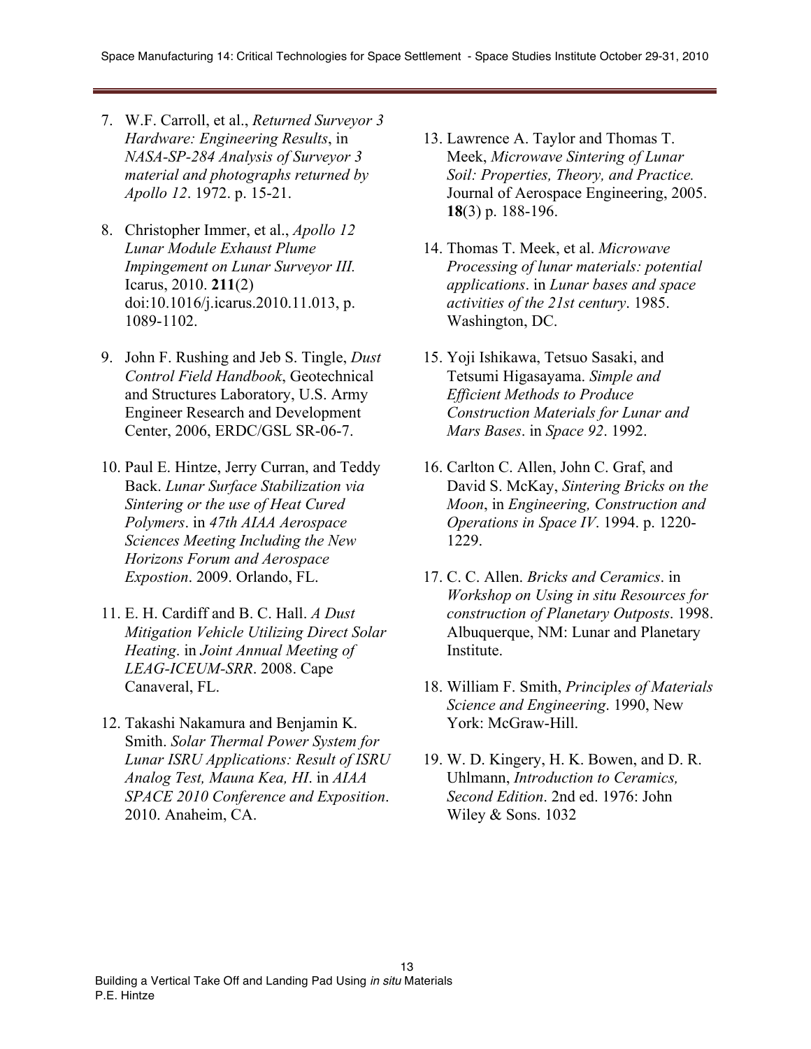7. W.F. Carroll, et al., *Returned Surveyor 3 Hardware: Engineering Results*, in *NASA-SP-284 Analysis of Surveyor 3 material and photographs returned by Apollo 12*. 1972. p. 15-21.

8. Christopher Immer, et al., *Apollo 12 Lunar Module Exhaust Plume Impingement on Lunar Surveyor III.* Icarus, 2010. **211**(2) doi:10.1016/j.icarus.2010.11.013, p. 1089-1102.

9. John F. Rushing and Jeb S. Tingle, *Dust Control Field Handbook*, Geotechnical and Structures Laboratory, U.S. Army Engineer Research and Development Center, 2006, ERDC/GSL SR-06-7.

10. Paul E. Hintze, Jerry Curran, and Teddy Back. *Lunar Surface Stabilization via Sintering or the use of Heat Cured Polymers*. in *47th AIAA Aerospace Sciences Meeting Including the New Horizons Forum and Aerospace Expostion*. 2009. Orlando, FL.

11. E. H. Cardiff and B. C. Hall. *A Dust Mitigation Vehicle Utilizing Direct Solar Heating*. in *Joint Annual Meeting of LEAG-ICEUM-SRR*. 2008. Cape Canaveral, FL.

12. Takashi Nakamura and Benjamin K. Smith. *Solar Thermal Power System for Lunar ISRU Applications: Result of ISRU Analog Test, Mauna Kea, HI*. in *AIAA SPACE 2010 Conference and Exposition*. 2010. Anaheim, CA.

13. Lawrence A. Taylor and Thomas T. Meek, *Microwave Sintering of Lunar Soil: Properties, Theory, and Practice.* Journal of Aerospace Engineering, 2005. **18**(3) p. 188-196.

14. Thomas T. Meek, et al. *Microwave Processing of lunar materials: potential applications*. in *Lunar bases and space activities of the 21st century*. 1985. Washington, DC.

15. Yoji Ishikawa, Tetsuo Sasaki, and Tetsumi Higasayama. *Simple and Efficient Methods to Produce Construction Materials for Lunar and Mars Bases*. in *Space 92*. 1992.

16. Carlton C. Allen, John C. Graf, and David S. McKay, *Sintering Bricks on the Moon*, in *Engineering, Construction and Operations in Space IV*. 1994. p. 1220-1229.

17. C. C. Allen. *Bricks and Ceramics*. in *Workshop on Using in situ Resources for construction of Planetary Outposts*. 1998. Albuquerque, NM: Lunar and Planetary Institute.

18. William F. Smith, *Principles of Materials Science and Engineering*. 1990, New York: McGraw-Hill.

19. W. D. Kingery, H. K. Bowen, and D. R. Uhlmann, *Introduction to Ceramics, Second Edition*. 2nd ed. 1976: John Wiley & Sons. 1032